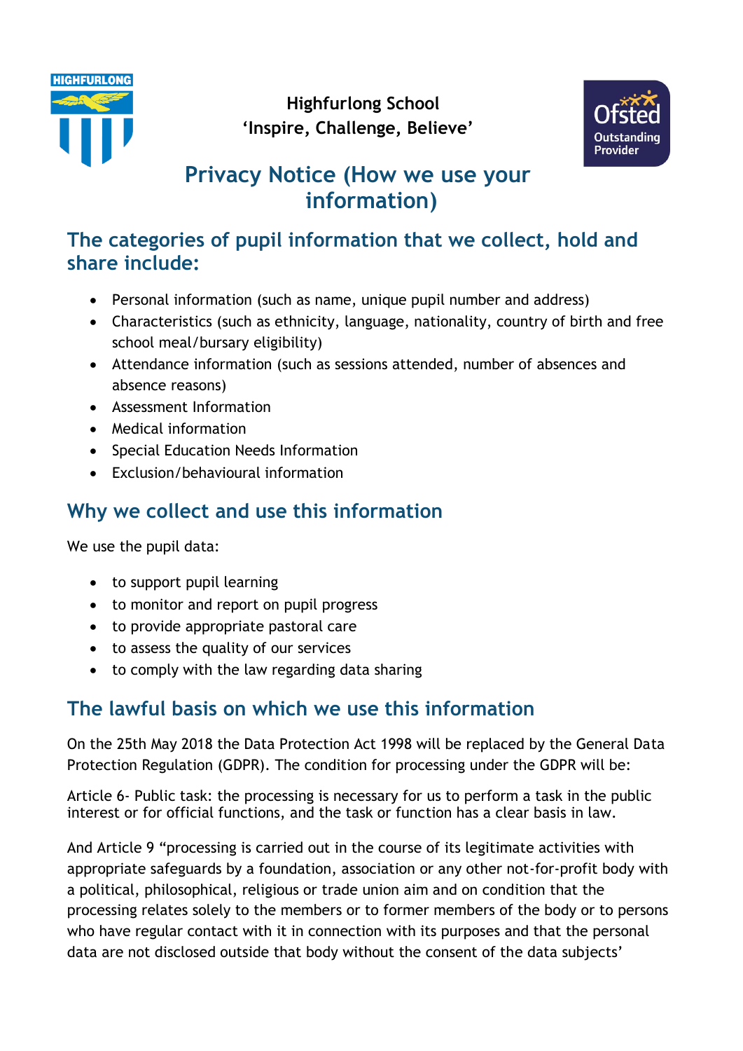Highfurlong School
'Inspire, Challenge, Believe'

# Privacy Notice (How we use your information)

## The categories of pupil information that we collect, hold and share include:

- Personal information (such as name, unique pupil number and address)
- Characteristics (such as ethnicity, language, nationality, country of birth and free school meal/bursary eligibility)
- Attendance information (such as sessions attended, number of absences and absence reasons)
- Assessment Information
- Medical information
- Special Education Needs Information
- Exclusion/behavioural information

## Why we collect and use this information

We use the pupil data:

- to support pupil learning
- to monitor and report on pupil progress
- to provide appropriate pastoral care
- to assess the quality of our services
- to comply with the law regarding data sharing

## The lawful basis on which we use this information

On the 25th May 2018 the Data Protection Act 1998 will be replaced by the General Data Protection Regulation (GDPR). The condition for processing under the GDPR will be:

Article 6- Public task: the processing is necessary for us to perform a task in the public interest or for official functions, and the task or function has a clear basis in law.

And Article 9 "processing is carried out in the course of its legitimate activities with appropriate safeguards by a foundation, association or any other not-for-profit body with a political, philosophical, religious or trade union aim and on condition that the processing relates solely to the members or to former members of the body or to persons who have regular contact with it in connection with its purposes and that the personal data are not disclosed outside that body without the consent of the data subjects'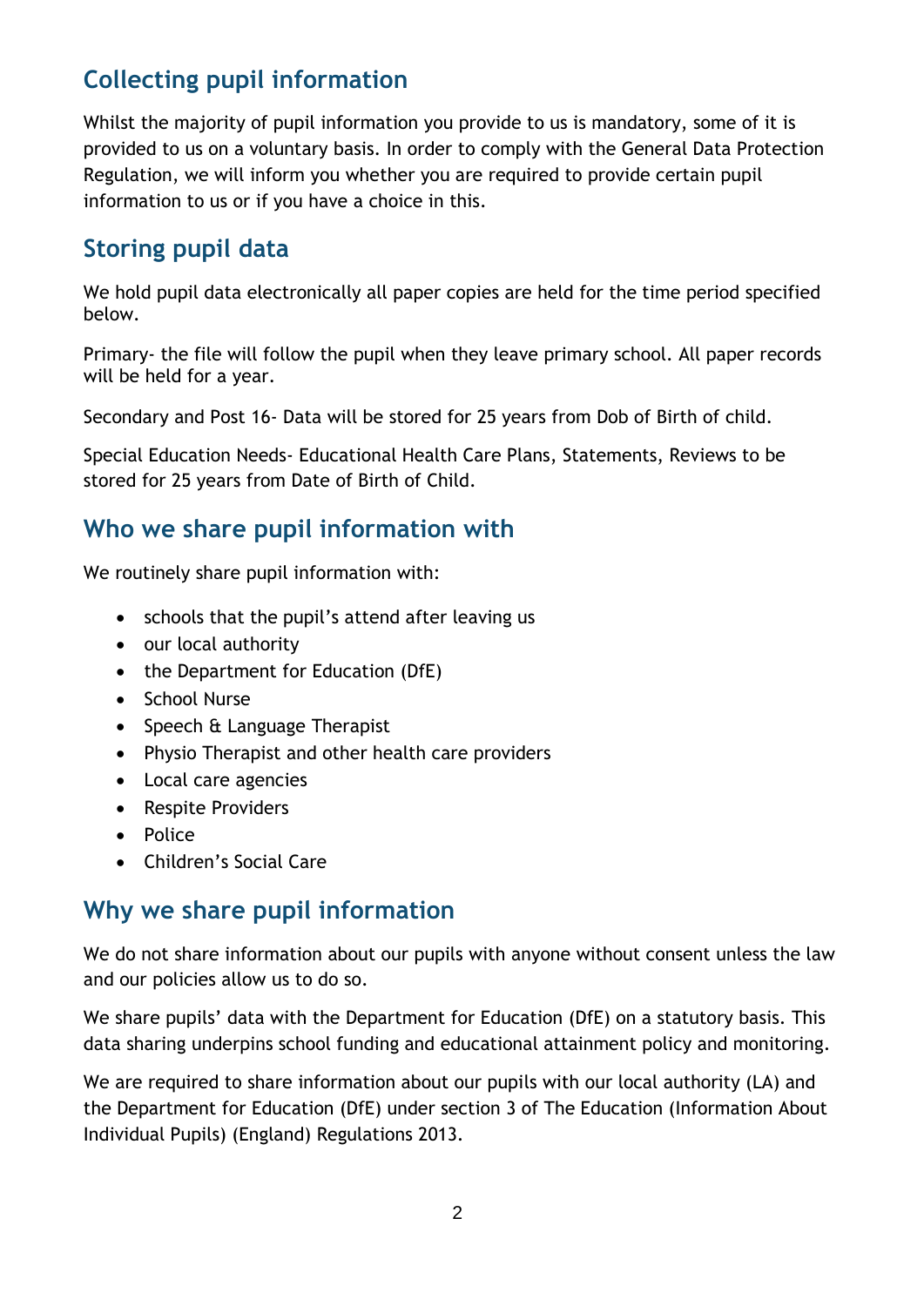## Collecting pupil information

Whilst the majority of pupil information you provide to us is mandatory, some of it is provided to us on a voluntary basis. In order to comply with the General Data Protection Regulation, we will inform you whether you are required to provide certain pupil information to us or if you have a choice in this.

## Storing pupil data

We hold pupil data electronically all paper copies are held for the time period specified below.

Primary- the file will follow the pupil when they leave primary school. All paper records will be held for a year.

Secondary and Post 16- Data will be stored for 25 years from Dob of Birth of child.

Special Education Needs- Educational Health Care Plans, Statements, Reviews to be stored for 25 years from Date of Birth of Child.

## Who we share pupil information with

We routinely share pupil information with:

- schools that the pupil's attend after leaving us
- our local authority
- the Department for Education (DfE)
- School Nurse
- Speech & Language Therapist
- Physio Therapist and other health care providers
- Local care agencies
- Respite Providers
- Police
- Children's Social Care

## Why we share pupil information

We do not share information about our pupils with anyone without consent unless the law and our policies allow us to do so.

We share pupils' data with the Department for Education (DfE) on a statutory basis. This data sharing underpins school funding and educational attainment policy and monitoring.

We are required to share information about our pupils with our local authority (LA) and the Department for Education (DfE) under section 3 of The Education (Information About Individual Pupils) (England) Regulations 2013.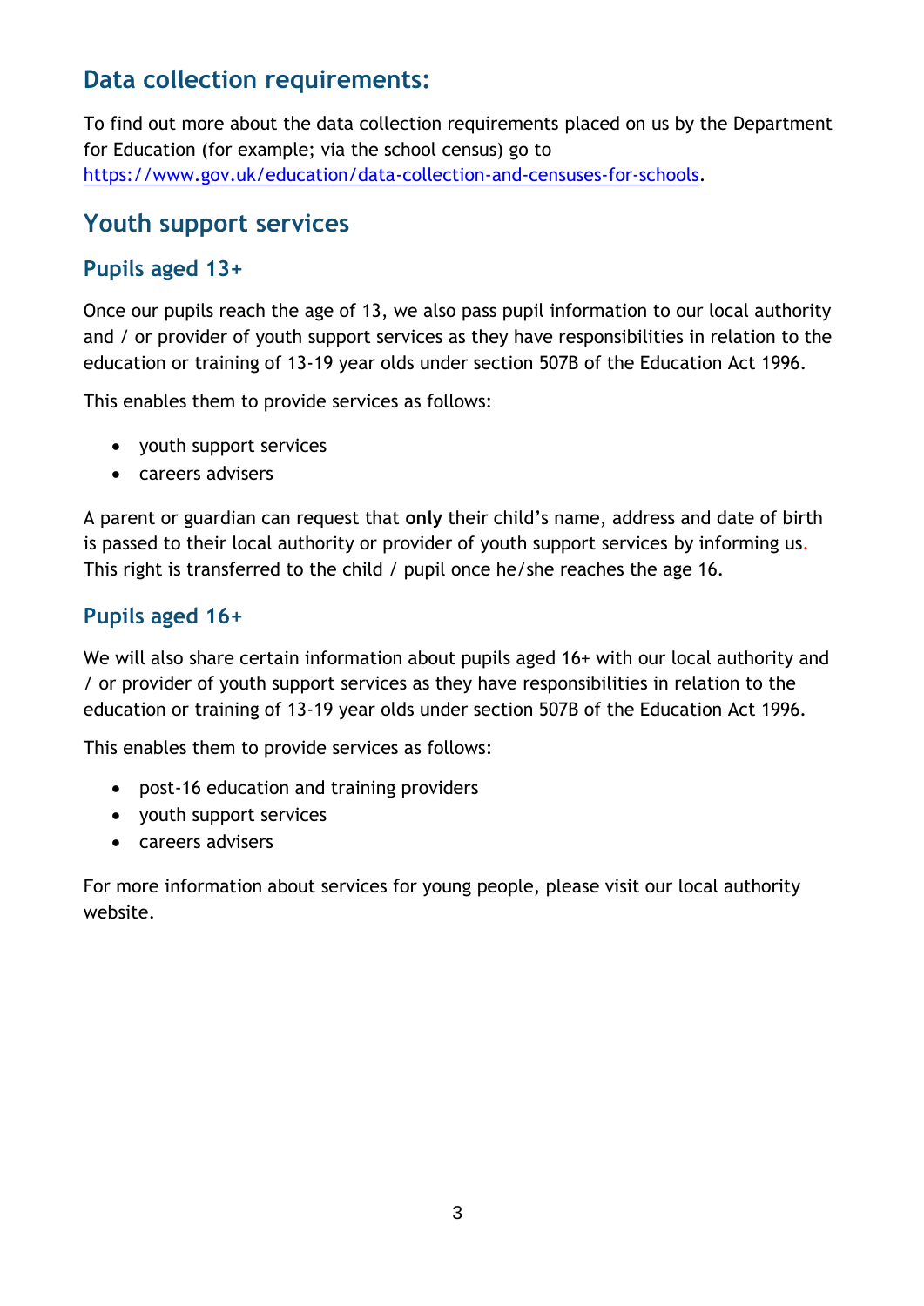## Data collection requirements:

To find out more about the data collection requirements placed on us by the Department for Education (for example; via the school census) go to [https://www.gov.uk/education/data-collection-and-censuses-for-schools](https://www.gov.uk/education/data-collection-and-censuses-for-schools).

## Youth support services

### Pupils aged 13+

Once our pupils reach the age of 13, we also pass pupil information to our local authority and / or provider of youth support services as they have responsibilities in relation to the education or training of 13-19 year olds under section 507B of the Education Act 1996.

This enables them to provide services as follows:

- youth support services
- careers advisers

A parent or guardian can request that **only** their child's name, address and date of birth is passed to their local authority or provider of youth support services by informing us. This right is transferred to the child / pupil once he/she reaches the age 16.

### Pupils aged 16+

We will also share certain information about pupils aged 16+ with our local authority and / or provider of youth support services as they have responsibilities in relation to the education or training of 13-19 year olds under section 507B of the Education Act 1996.

This enables them to provide services as follows:

- post-16 education and training providers
- youth support services
- careers advisers

For more information about services for young people, please visit our local authority website.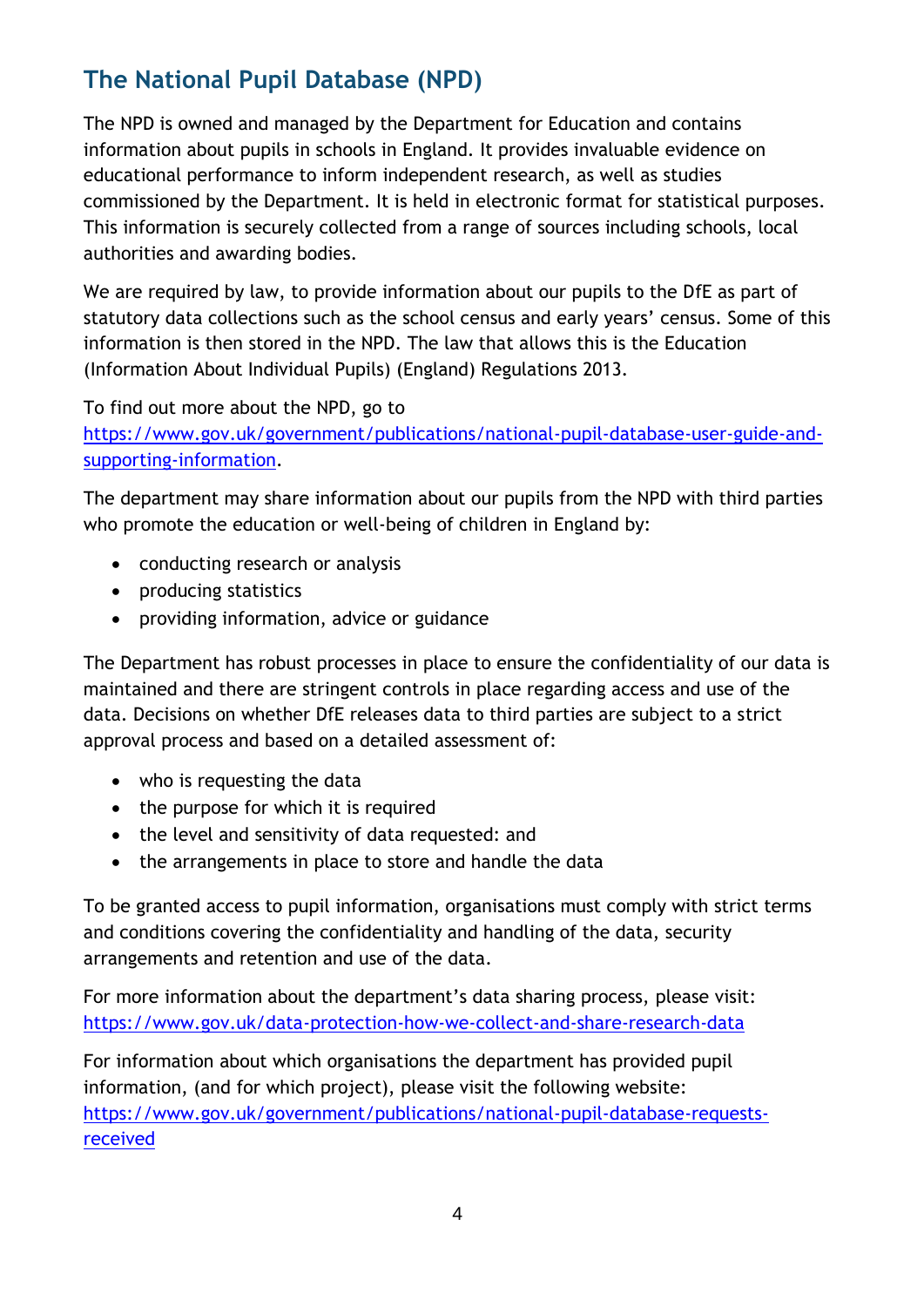## The National Pupil Database (NPD)

The NPD is owned and managed by the Department for Education and contains information about pupils in schools in England. It provides invaluable evidence on educational performance to inform independent research, as well as studies commissioned by the Department. It is held in electronic format for statistical purposes. This information is securely collected from a range of sources including schools, local authorities and awarding bodies.

We are required by law, to provide information about our pupils to the DfE as part of statutory data collections such as the school census and early years' census. Some of this information is then stored in the NPD. The law that allows this is the Education (Information About Individual Pupils) (England) Regulations 2013.

To find out more about the NPD, go to [https://www.gov.uk/government/publications/national-pupil-database-user-guide-and-supporting-information](https://www.gov.uk/government/publications/national-pupil-database-user-guide-and-supporting-information).

The department may share information about our pupils from the NPD with third parties who promote the education or well-being of children in England by:

- conducting research or analysis
- producing statistics
- providing information, advice or guidance

The Department has robust processes in place to ensure the confidentiality of our data is maintained and there are stringent controls in place regarding access and use of the data. Decisions on whether DfE releases data to third parties are subject to a strict approval process and based on a detailed assessment of:

- who is requesting the data
- the purpose for which it is required
- the level and sensitivity of data requested: and
- the arrangements in place to store and handle the data

To be granted access to pupil information, organisations must comply with strict terms and conditions covering the confidentiality and handling of the data, security arrangements and retention and use of the data.

For more information about the department's data sharing process, please visit: [https://www.gov.uk/data-protection-how-we-collect-and-share-research-data](https://www.gov.uk/data-protection-how-we-collect-and-share-research-data)

For information about which organisations the department has provided pupil information, (and for which project), please visit the following website: [https://www.gov.uk/government/publications/national-pupil-database-requests-received](https://www.gov.uk/government/publications/national-pupil-database-requests-received)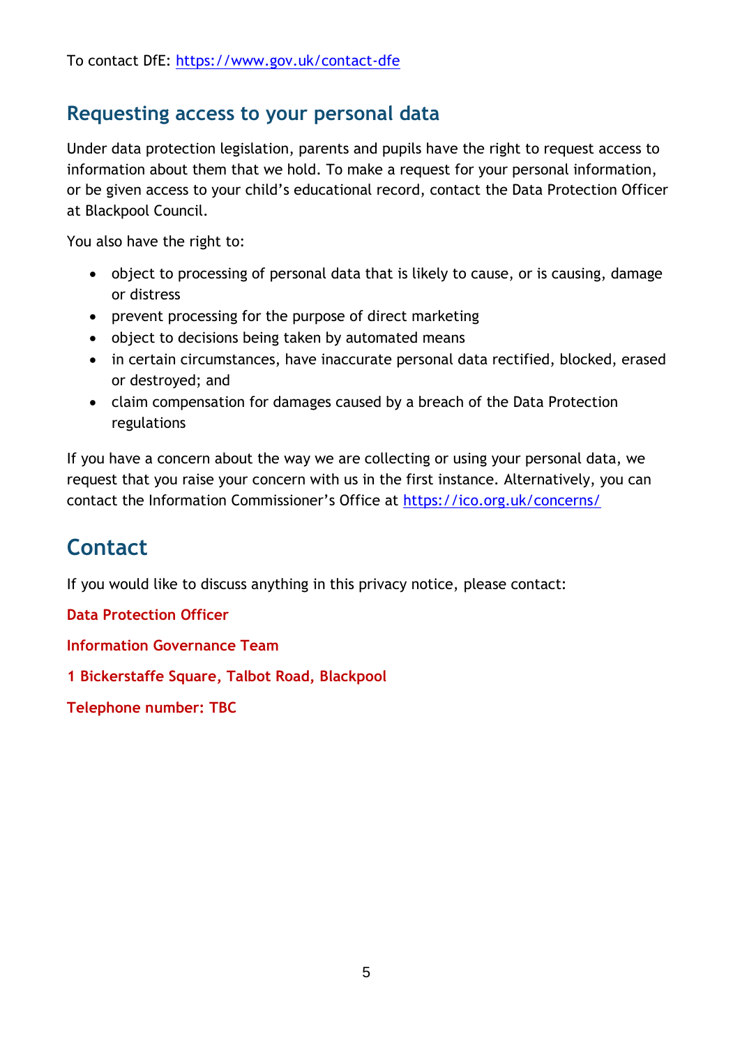To contact DfE: https://www.gov.uk/contact-dfe

## Requesting access to your personal data

Under data protection legislation, parents and pupils have the right to request access to information about them that we hold. To make a request for your personal information, or be given access to your child's educational record, contact the Data Protection Officer at Blackpool Council.

You also have the right to:

- object to processing of personal data that is likely to cause, or is causing, damage or distress
- prevent processing for the purpose of direct marketing
- object to decisions being taken by automated means
- in certain circumstances, have inaccurate personal data rectified, blocked, erased or destroyed; and
- claim compensation for damages caused by a breach of the Data Protection regulations

If you have a concern about the way we are collecting or using your personal data, we request that you raise your concern with us in the first instance. Alternatively, you can contact the Information Commissioner's Office at https://ico.org.uk/concerns/

# Contact

If you would like to discuss anything in this privacy notice, please contact:

**Data Protection Officer**

**Information Governance Team**

**1 Bickerstaffe Square, Talbot Road, Blackpool**

**Telephone number: TBC**